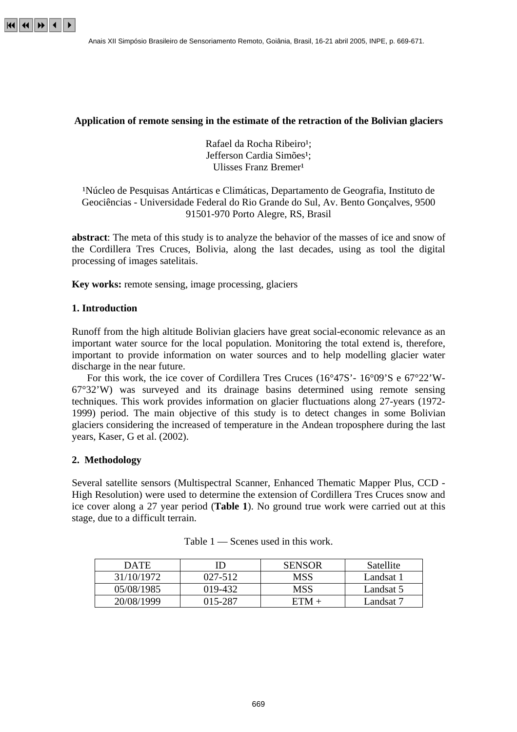# Application of remote sensing in the estimate of the retraction of the Bolivian glaciers

Rafael da Rocha Ribeiro[1];
Jefferson Cardia Simões[1];
Ulisses Franz Bremer[1]

[1]Núcleo de Pesquisas Antárticas e Climáticas, Departamento de Geografia, Instituto de Geociências - Universidade Federal do Rio Grande do Sul, Av. Bento Gonçalves, 9500 91501-970 Porto Alegre, RS, Brasil

**abstract**: The meta of this study is to analyze the behavior of the masses of ice and snow of the Cordillera Tres Cruces, Bolivia, along the last decades, using as tool the digital processing of images satelitais.

**Key works:** remote sensing, image processing, glaciers

## 1. Introduction

Runoff from the high altitude Bolivian glaciers have great social-economic relevance as an important water source for the local population. Monitoring the total extend is, therefore, important to provide information on water sources and to help modelling glacier water discharge in the near future.

For this work, the ice cover of Cordillera Tres Cruces (16°47S'- 16°09'S e 67°22'W- 67°32'W) was surveyed and its drainage basins determined using remote sensing techniques. This work provides information on glacier fluctuations along 27-years (1972-1999) period. The main objective of this study is to detect changes in some Bolivian glaciers considering the increased of temperature in the Andean troposphere during the last years, Kaser, G et al. (2002).

## 2. Methodology

Several satellite sensors (Multispectral Scanner, Enhanced Thematic Mapper Plus, CCD - High Resolution) were used to determine the extension of Cordillera Tres Cruces snow and ice cover along a 27 year period (**Table 1**). No ground true work were carried out at this stage, due to a difficult terrain.

Table 1 — Scenes used in this work.

| DATE | ID | SENSOR | Satellite |
|---|---|---|---|
| 31/10/1972 | 027-512 | MSS | Landsat 1 |
| 05/08/1985 | 019-432 | MSS | Landsat 5 |
| 20/08/1999 | 015-287 | ETM + | Landsat 7 |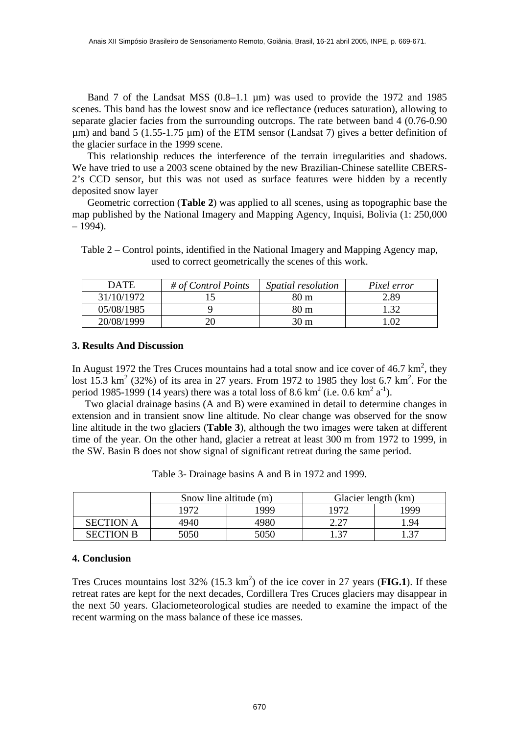Band 7 of the Landsat MSS (0.8–1.1 µm) was used to provide the 1972 and 1985 scenes. This band has the lowest snow and ice reflectance (reduces saturation), allowing to separate glacier facies from the surrounding outcrops. The rate between band 4 (0.76-0.90 µm) and band 5 (1.55-1.75 µm) of the ETM sensor (Landsat 7) gives a better definition of the glacier surface in the 1999 scene.

This relationship reduces the interference of the terrain irregularities and shadows. We have tried to use a 2003 scene obtained by the new Brazilian-Chinese satellite CBERS-2's CCD sensor, but this was not used as surface features were hidden by a recently deposited snow layer

Geometric correction (**Table 2**) was applied to all scenes, using as topographic base the map published by the National Imagery and Mapping Agency, Inquisi, Bolivia (1: 250,000 – 1994).

Table 2 – Control points, identified in the National Imagery and Mapping Agency map, used to correct geometrically the scenes of this work.

| DATE | *# of Control Points* | *Spatial resolution* | *Pixel error* |
|---|---|---|---|
| 31/10/1972 | 15 | 80 m | 2.89 |
| 05/08/1985 | 9 | 80 m | 1.32 |
| 20/08/1999 | 20 | 30 m | 1.02 |

## 3. Results And Discussion

In August 1972 the Tres Cruces mountains had a total snow and ice cover of 46.7 $km^2$, they lost 15.3 $km^2$ (32%) of its area in 27 years. From 1972 to 1985 they lost 6.7 $km^2$. For the period 1985-1999 (14 years) there was a total loss of 8.6 $km^2$ (i.e. 0.6 $km^2$ $a^{-1}$).

Two glacial drainage basins (A and B) were examined in detail to determine changes in extension and in transient snow line altitude. No clear change was observed for the snow line altitude in the two glaciers (**Table 3**), although the two images were taken at different time of the year. On the other hand, glacier a retreat at least 300 m from 1972 to 1999, in the SW. Basin B does not show signal of significant retreat during the same period.

Table 3- Drainage basins A and B in 1972 and 1999.

| | Snow line altitude (m) | | Glacier length (km) | |
|---|---|---|---|---|
| | 1972 | 1999 | 1972 | 1999 |
| SECTION A | 4940 | 4980 | 2.27 | 1.94 |
| SECTION B | 5050 | 5050 | 1.37 | 1.37 |

## 4. Conclusion

Tres Cruces mountains lost 32% (15.3 $km^2$) of the ice cover in 27 years (**FIG.1**). If these retreat rates are kept for the next decades, Cordillera Tres Cruces glaciers may disappear in the next 50 years. Glaciometeorological studies are needed to examine the impact of the recent warming on the mass balance of these ice masses.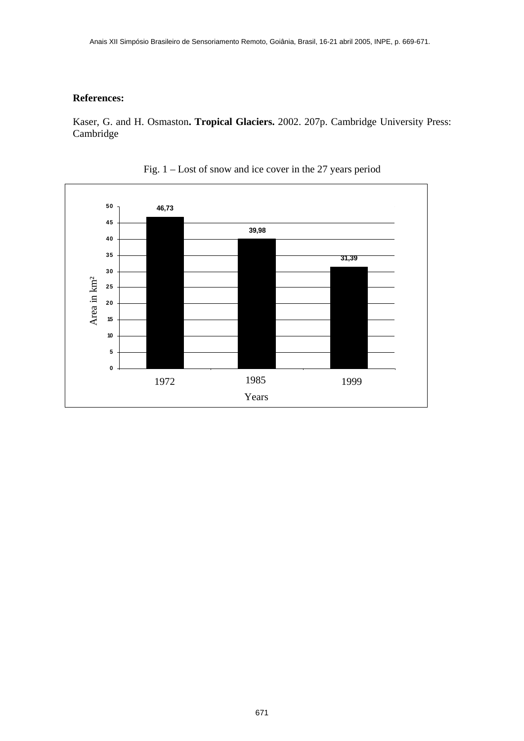**References:**

Kaser, G. and H. Osmaston**. Tropical Glaciers.** 2002. 207p. Cambridge University Press: Cambridge

Fig. 1 – Lost of snow and ice cover in the 27 years period

Area in km²

50
45
40
35
30
25
20
15
10
5
0

46,73
39,98
31,39

1972
1985
1999

Years